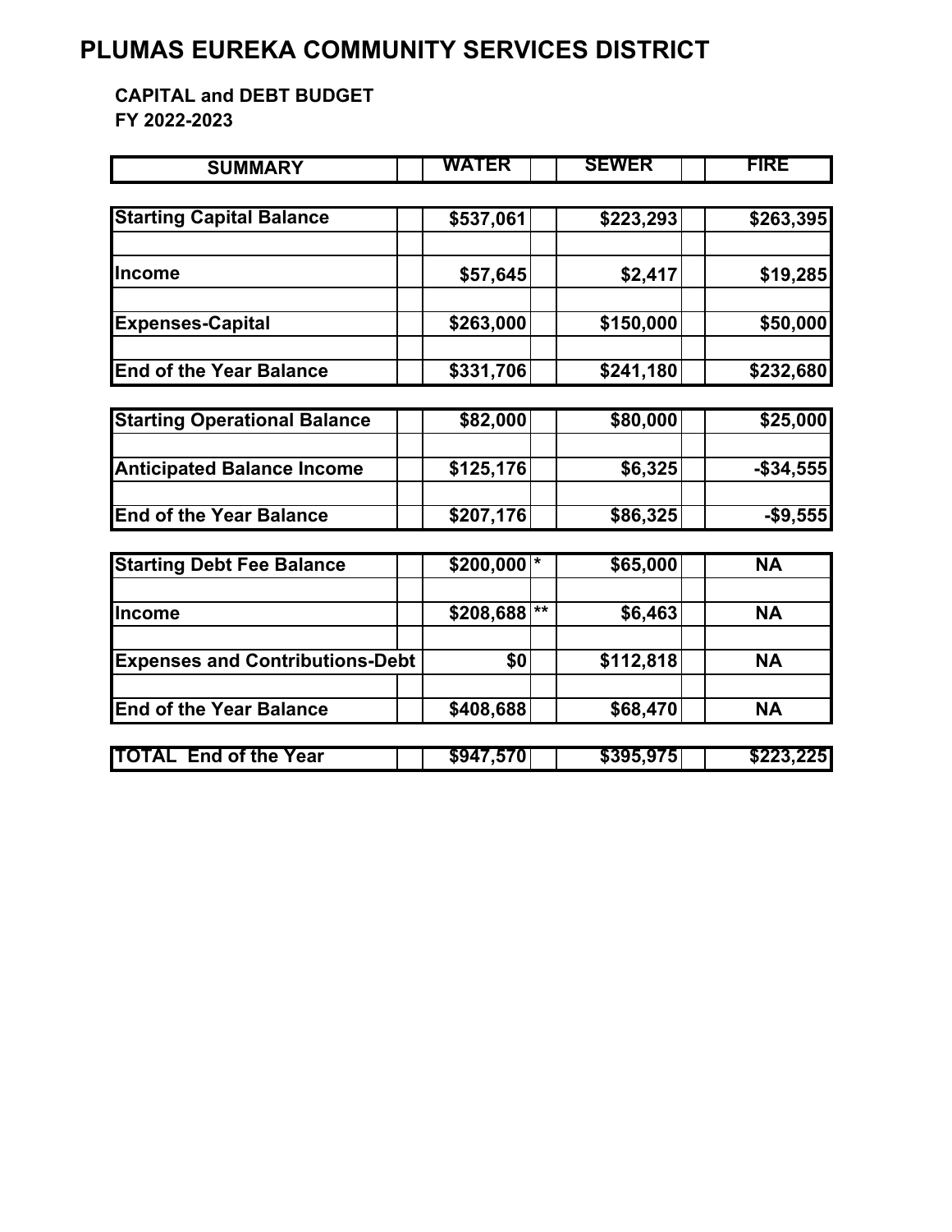# PLUMAS EUREKA COMMUNITY SERVICES DISTRICT

### CAPITAL and DEBT BUDGET
### FY 2022-2023

| SUMMARY | | WATER | | SEWER | | FIRE |
|---|---|---|---|---|---|---|
| **Starting Capital Balance** | | **$537,061** | | **$223,293** | | **$263,395** |
| | | | | | | |
| **Income** | | **$57,645** | | **$2,417** | | **$19,285** |
| | | | | | | |
| **Expenses-Capital** | | **$263,000** | | **$150,000** | | **$50,000** |
| | | | | | | |
| **End of the Year Balance** | | **$331,706** | | **$241,180** | | **$232,680** |
| **Starting Operational Balance** | | **$82,000** | | **$80,000** | | **$25,000** |
| | | | | | | |
| **Anticipated Balance Income** | | **$125,176** | | **$6,325** | | **-$34,555** |
| | | | | | | |
| **End of the Year Balance** | | **$207,176** | | **$86,325** | | **-$9,555** |
| **Starting Debt Fee Balance** | | **$200,000** | * | **$65,000** | | **NA** |
| | | | | | | |
| **Income** | | **$208,688** | ** | **$6,463** | | **NA** |
| | | | | | | |
| **Expenses and Contributions-Debt** | | **$0** | | **$112,818** | | **NA** |
| | | | | | | |
| **End of the Year Balance** | | **$408,688** | | **$68,470** | | **NA** |
| **TOTAL End of the Year** | | **$947,570** | | **$395,975** | | **$223,225** |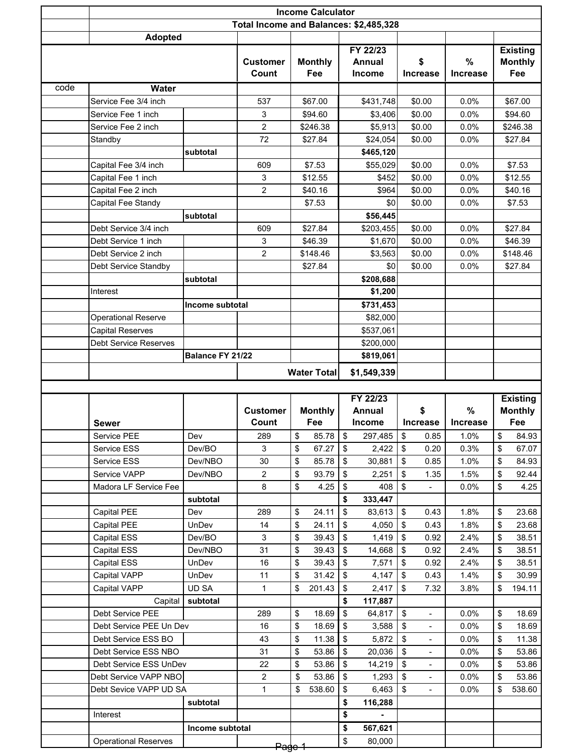# Income Calculator

**Total Income and Balances: $2,485,328**

**Adopted**

| code | Water | | Customer Count | Monthly Fee | FY 22/23 Annual Income | $ Increase | % Increase | Existing Monthly Fee |
|---|---|---|---|---|---|---|---|---|
| | Service Fee 3/4 inch | | 537 | $67.00 | $431,748 | $0.00 | 0.0% | $67.00 |
| | Service Fee 1 inch | | 3 | $94.60 | $3,406 | $0.00 | 0.0% | $94.60 |
| | Service Fee 2 inch | | 2 | $246.38 | $5,913 | $0.00 | 0.0% | $246.38 |
| | Standby | | 72 | $27.84 | $24,054 | $0.00 | 0.0% | $27.84 |
| | | subtotal | | | **$465,120** | | | |
| | Capital Fee 3/4 inch | | 609 | $7.53 | $55,029 | $0.00 | 0.0% | $7.53 |
| | Capital Fee 1 inch | | 3 | $12.55 | $452 | $0.00 | 0.0% | $12.55 |
| | Capital Fee 2 inch | | 2 | $40.16 | $964 | $0.00 | 0.0% | $40.16 |
| | Capital Fee Standy | | | $7.53 | $0 | $0.00 | 0.0% | $7.53 |
| | | subtotal | | | **$56,445** | | | |
| | Debt Service 3/4 inch | | 609 | $27.84 | $203,455 | $0.00 | 0.0% | $27.84 |
| | Debt Service 1 inch | | 3 | $46.39 | $1,670 | $0.00 | 0.0% | $46.39 |
| | Debt Service 2 inch | | 2 | $148.46 | $3,563 | $0.00 | 0.0% | $148.46 |
| | Debt Service Standby | | | $27.84 | $0 | $0.00 | 0.0% | $27.84 |
| | | subtotal | | | **$208,688** | | | |
| | Interest | | | | **$1,200** | | | |
| | | Income subtotal | | | **$731,453** | | | |
| | Operational Reserve | | | | $82,000 | | | |
| | Capital Reserves | | | | $537,061 | | | |
| | Debt Service Reserves | | | | $200,000 | | | |
| | | Balance FY 21/22 | | | **$819,061** | | | |
| | | | | Water Total | **$1,549,339** | | | |

| | Sewer | | Customer Count | Monthly Fee | FY 22/23 Annual Income | $ Increase | % Increase | Existing Monthly Fee |
|---|---|---|---|---|---|---|---|---|
| | Service PEE | Dev | 289 | $ 85.78 | $ 297,485 | $ 0.85 | 1.0% | $ 84.93 |
| | Service ESS | Dev/BO | 3 | $ 67.27 | $ 2,422 | $ 0.20 | 0.3% | $ 67.07 |
| | Service ESS | Dev/NBO | 30 | $ 85.78 | $ 30,881 | $ 0.85 | 1.0% | $ 84.93 |
| | Service VAPP | Dev/NBO | 2 | $ 93.79 | $ 2,251 | $ 1.35 | 1.5% | $ 92.44 |
| | Madora LF Service Fee | | 8 | $ 4.25 | $ 408 | $ - | 0.0% | $ 4.25 |
| | | subtotal | | | **$ 333,447** | | | |
| | Capital PEE | Dev | 289 | $ 24.11 | $ 83,613 | $ 0.43 | 1.8% | $ 23.68 |
| | Capital PEE | UnDev | 14 | $ 24.11 | $ 4,050 | $ 0.43 | 1.8% | $ 23.68 |
| | Capital ESS | Dev/BO | 3 | $ 39.43 | $ 1,419 | $ 0.92 | 2.4% | $ 38.51 |
| | Capital ESS | Dev/NBO | 31 | $ 39.43 | $ 14,668 | $ 0.92 | 2.4% | $ 38.51 |
| | Capital ESS | UnDev | 16 | $ 39.43 | $ 7,571 | $ 0.92 | 2.4% | $ 38.51 |
| | Capital VAPP | UnDev | 11 | $ 31.42 | $ 4,147 | $ 0.43 | 1.4% | $ 30.99 |
| | Capital VAPP | UD SA | 1 | $ 201.43 | $ 2,417 | $ 7.32 | 3.8% | $ 194.11 |
| | Capital | subtotal | | | **$ 117,887** | | | |
| | Debt Service PEE | | 289 | $ 18.69 | $ 64,817 | $ - | 0.0% | $ 18.69 |
| | Debt Service PEE Un Dev | | 16 | $ 18.69 | $ 3,588 | $ - | 0.0% | $ 18.69 |
| | Debt Service ESS BO | | 43 | $ 11.38 | $ 5,872 | $ - | 0.0% | $ 11.38 |
| | Debt Service ESS NBO | | 31 | $ 53.86 | $ 20,036 | $ - | 0.0% | $ 53.86 |
| | Debt Service ESS UnDev | | 22 | $ 53.86 | $ 14,219 | $ - | 0.0% | $ 53.86 |
| | Debt Service VAPP NBO | | 2 | $ 53.86 | $ 1,293 | $ - | 0.0% | $ 53.86 |
| | Debt Sevice VAPP UD SA | | 1 | $ 538.60 | $ 6,463 | $ - | 0.0% | $ 538.60 |
| | | subtotal | | | **$ 116,288** | | | |
| | Interest | | | | **$ -** | | | |
| | | Income subtotal | | | **$ 567,621** | | | |
| | Operational Reserves | | | | $ 80,000 | | | |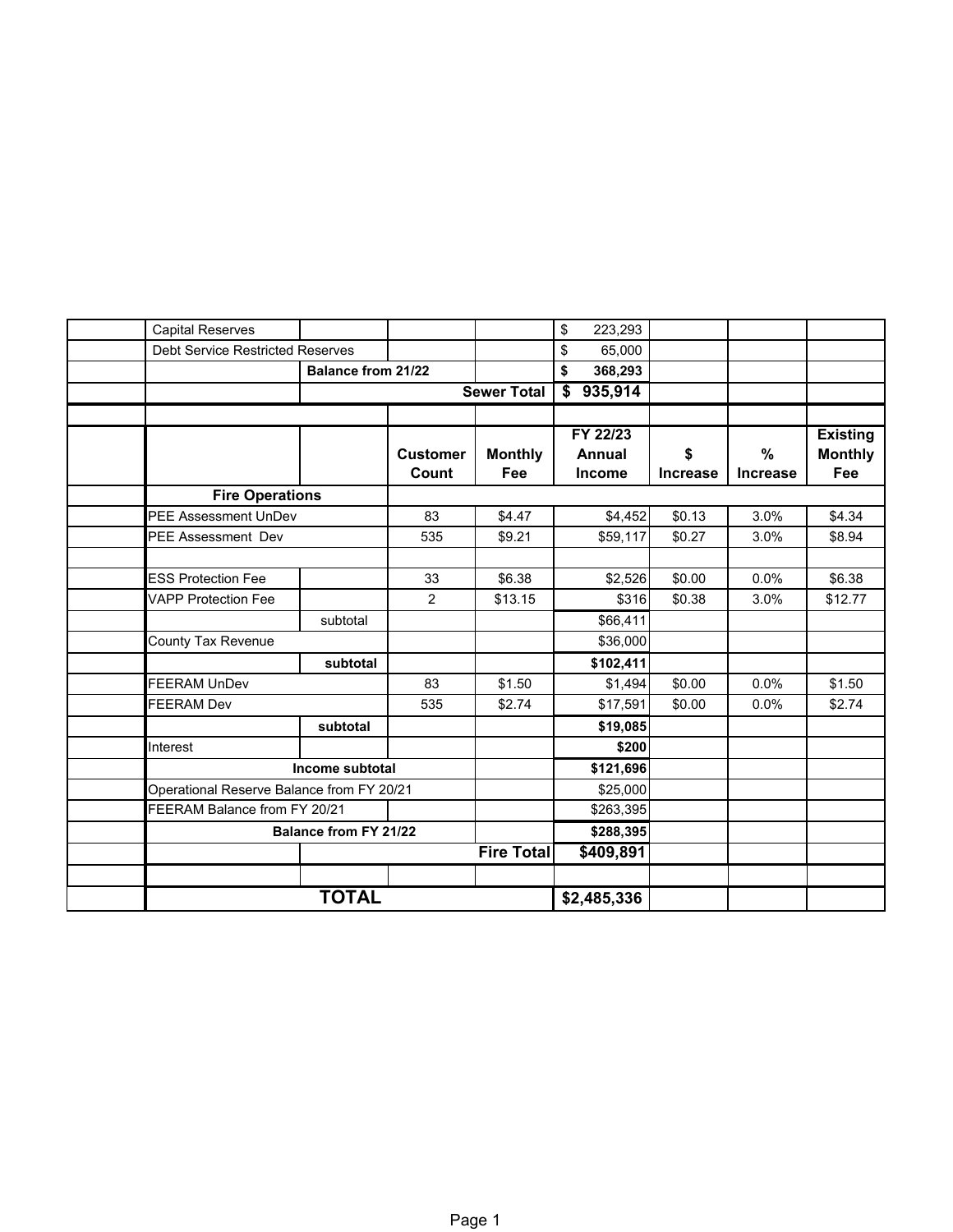| | | | | | | | | |
|---|---|---|---|---|---|---|---|---|
| | Capital Reserves | | | | $ 223,293 | | | |
| | Debt Service Restricted Reserves | | | | $ 65,000 | | | |
| | | **Balance from 21/22** | | | **$ 368,293** | | | |
| | | | | **Sewer Total** | **$ 935,914** | | | |
| | | | | | | | | |
| | | | **Customer Count** | **Monthly Fee** | **FY 22/23 Annual Income** | **$ Increase** | **% Increase** | **Existing Monthly Fee** |
| | **Fire Operations** | | | | | | | |
| | PEE Assessment UnDev | | 83 | $4.47 | $4,452 | $0.13 | 3.0% | $4.34 |
| | PEE Assessment Dev | | 535 | $9.21 | $59,117 | $0.27 | 3.0% | $8.94 |
| | | | | | | | | |
| | ESS Protection Fee | | 33 | $6.38 | $2,526 | $0.00 | 0.0% | $6.38 |
| | VAPP Protection Fee | | 2 | $13.15 | $316 | $0.38 | 3.0% | $12.77 |
| | | subtotal | | | $66,411 | | | |
| | County Tax Revenue | | | | $36,000 | | | |
| | | **subtotal** | | | **$102,411** | | | |
| | FEERAM UnDev | | 83 | $1.50 | $1,494 | $0.00 | 0.0% | $1.50 |
| | FEERAM Dev | | 535 | $2.74 | $17,591 | $0.00 | 0.0% | $2.74 |
| | | **subtotal** | | | **$19,085** | | | |
| | Interest | | | | **$200** | | | |
| | | **Income subtotal** | | | **$121,696** | | | |
| | Operational Reserve Balance from FY 20/21 | | | | $25,000 | | | |
| | FEERAM Balance from FY 20/21 | | | | $263,395 | | | |
| | | **Balance from FY 21/22** | | | **$288,395** | | | |
| | | | | **Fire Total** | **$409,891** | | | |
| | | | | | | | | |
| | | **TOTAL** | | | **$2,485,336** | | | |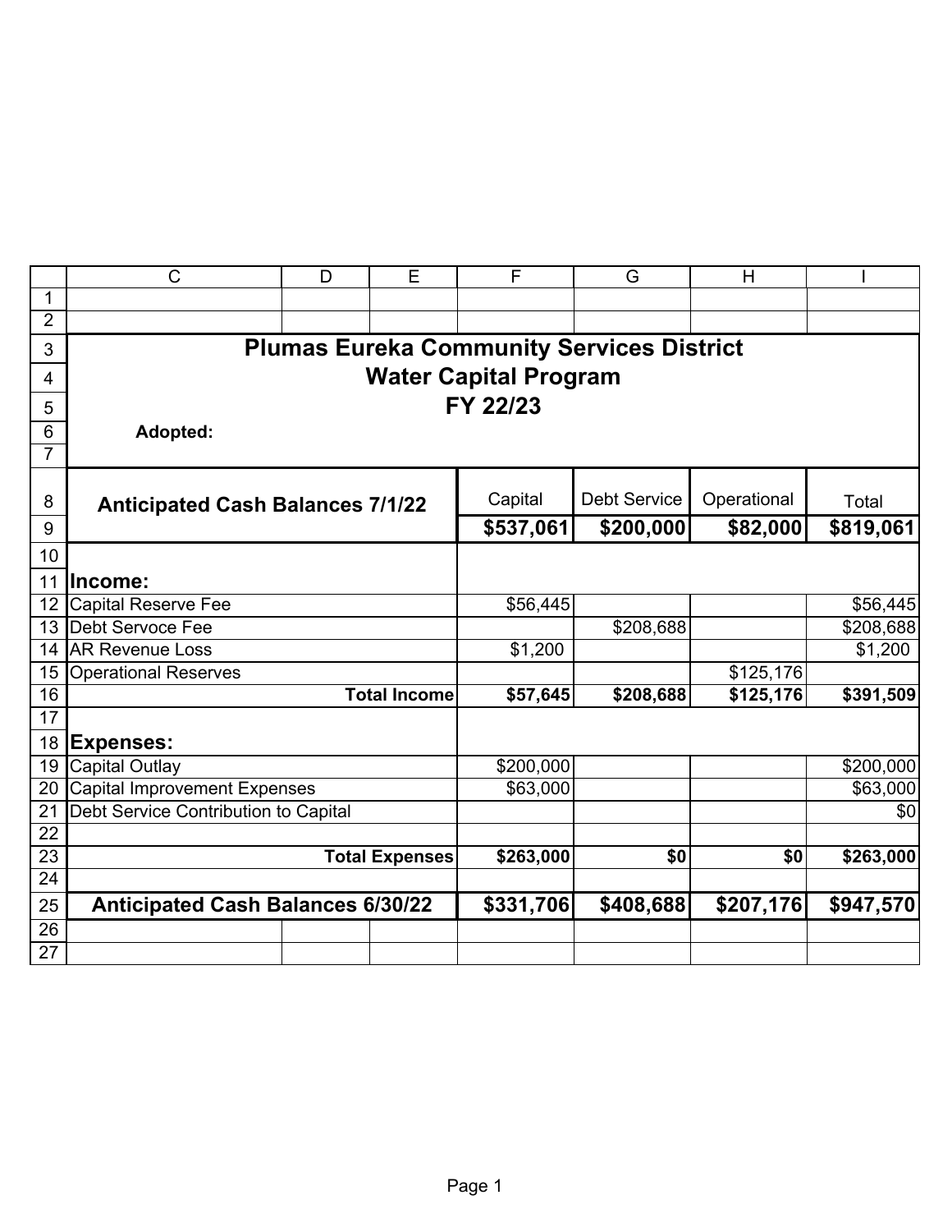# Plumas Eureka Community Services District
## Water Capital Program
## FY 22/23

**Adopted:**

| | Capital | Debt Service | Operational | Total |
|---|---|---|---|---|
| **Anticipated Cash Balances 7/1/22** | **$537,061** | **$200,000** | **$82,000** | **$819,061** |
| | | | | |
| **Income:** | | | | |
| Capital Reserve Fee | $56,445 | | | $56,445 |
| Debt Servoce Fee | | $208,688 | | $208,688 |
| AR Revenue Loss | $1,200 | | | $1,200 |
| Operational Reserves | | | $125,176 | |
| **Total Income** | **$57,645** | **$208,688** | **$125,176** | **$391,509** |
| | | | | |
| **Expenses:** | | | | |
| Capital Outlay | $200,000 | | | $200,000 |
| Capital Improvement Expenses | $63,000 | | | $63,000 |
| Debt Service Contribution to Capital | | | | $0 |
| | | | | |
| **Total Expenses** | **$263,000** | **$0** | **$0** | **$263,000** |
| | | | | |
| **Anticipated Cash Balances 6/30/22** | **$331,706** | **$408,688** | **$207,176** | **$947,570** |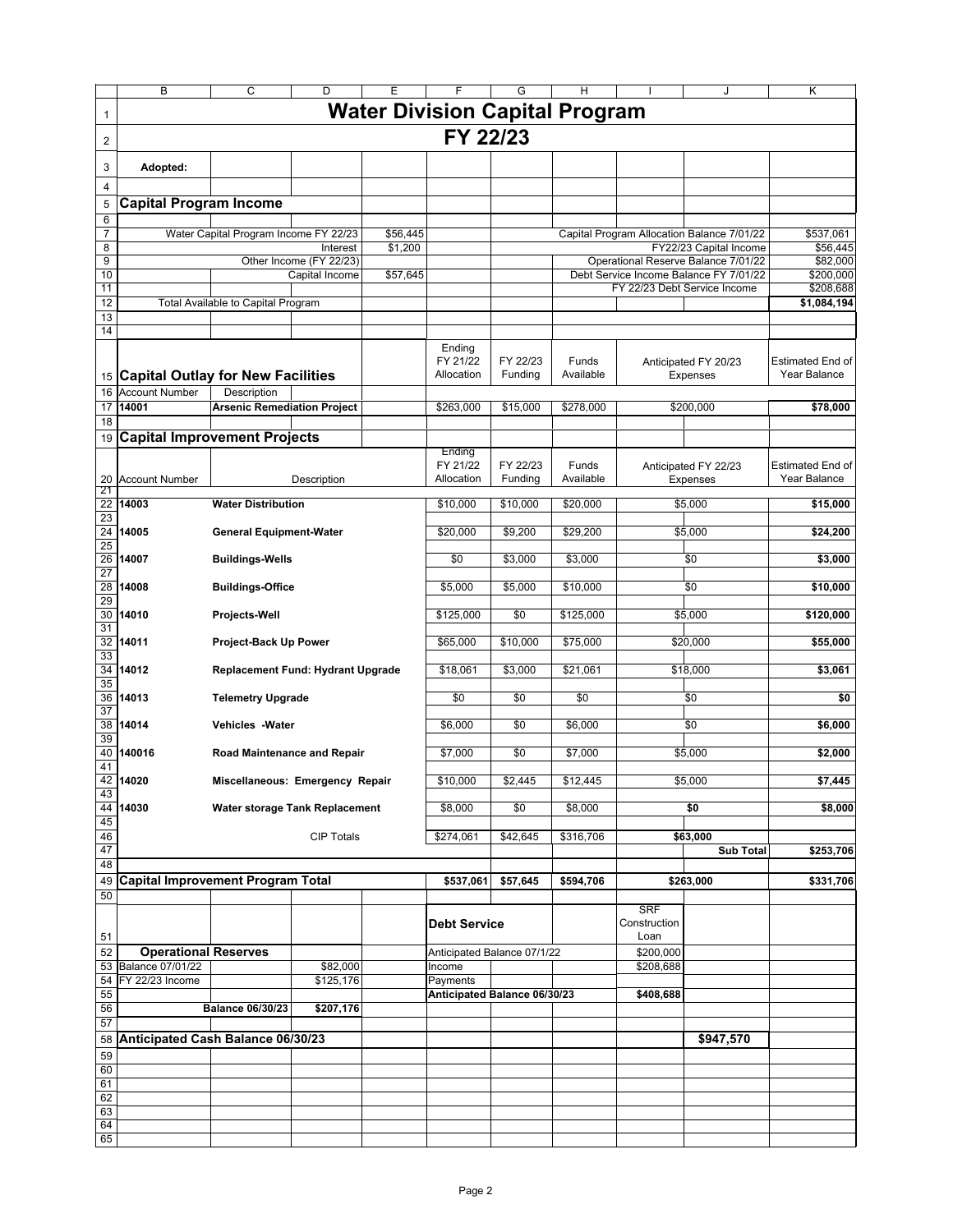# Water Division Capital Program

## FY 22/23

**Adopted:**

## Capital Program Income

| | |
|---|---|
| Water Capital Program Income FY 22/23 | $56,445 |
| Interest | $1,200 |
| Other Income (FY 22/23) | |
| Capital Income | $57,645 |

| | |
|---|---|
| Capital Program Allocation Balance 7/01/22 | $537,061 |
| FY22/23 Capital Income | $56,445 |
| Operational Reserve Balance 7/01/22 | $82,000 |
| Debt Service Income Balance FY 7/01/22 | $200,000 |
| FY 22/23 Debt Service Income | $208,688 |
| **Total Available to Capital Program** | **$1,084,194** |

## Capital Outlay for New Facilities

| Account Number | Description | Ending FY 21/22 Allocation | FY 22/23 Funding | Funds Available | Anticipated FY 20/23 Expenses | Estimated End of Year Balance |
|---|---|---|---|---|---|---|
| **14001** | **Arsenic Remediation Project** | $263,000 | $15,000 | $278,000 | $200,000 | **$78,000** |

## Capital Improvement Projects

| Account Number | Description | Ending FY 21/22 Allocation | FY 22/23 Funding | Funds Available | Anticipated FY 22/23 Expenses | Estimated End of Year Balance |
|---|---|---|---|---|---|---|
| **14003** | **Water Distribution** | $10,000 | $10,000 | $20,000 | $5,000 | **$15,000** |
| **14005** | **General Equipment-Water** | $20,000 | $9,200 | $29,200 | $5,000 | **$24,200** |
| **14007** | **Buildings-Wells** | $0 | $3,000 | $3,000 | $0 | **$3,000** |
| **14008** | **Buildings-Office** | $5,000 | $5,000 | $10,000 | $0 | **$10,000** |
| **14010** | **Projects-Well** | $125,000 | $0 | $125,000 | $5,000 | **$120,000** |
| **14011** | **Project-Back Up Power** | $65,000 | $10,000 | $75,000 | $20,000 | **$55,000** |
| **14012** | **Replacement Fund: Hydrant Upgrade** | $18,061 | $3,000 | $21,061 | $18,000 | **$3,061** |
| **14013** | **Telemetry Upgrade** | $0 | $0 | $0 | $0 | **$0** |
| **14014** | **Vehicles -Water** | $6,000 | $0 | $6,000 | $0 | **$6,000** |
| **140016** | **Road Maintenance and Repair** | $7,000 | $0 | $7,000 | $5,000 | **$2,000** |
| **14020** | **Miscellaneous: Emergency Repair** | $10,000 | $2,445 | $12,445 | $5,000 | **$7,445** |
| **14030** | **Water storage Tank Replacement** | $8,000 | $0 | $8,000 | **$0** | **$8,000** |
| | CIP Totals | $274,061 | $42,645 | $316,706 | **$63,000** | |
| | | | | | **Sub Total** | **$253,706** |
| **Capital Improvement Program Total** | | **$537,061** | **$57,645** | **$594,706** | **$263,000** | **$331,706** |

### Operational Reserves

| | |
|---|---|
| Balance 07/01/22 | $82,000 |
| FY 22/23 Income | $125,176 |
| **Balance 06/30/23** | **$207,176** |

### Debt Service

| | SRF Construction Loan |
|---|---|
| Anticipated Balance 07/1/22 | $200,000 |
| Income | $208,688 |
| Payments | |
| **Anticipated Balance 06/30/23** | **$408,688** |

**Anticipated Cash Balance 06/30/23** **$947,570**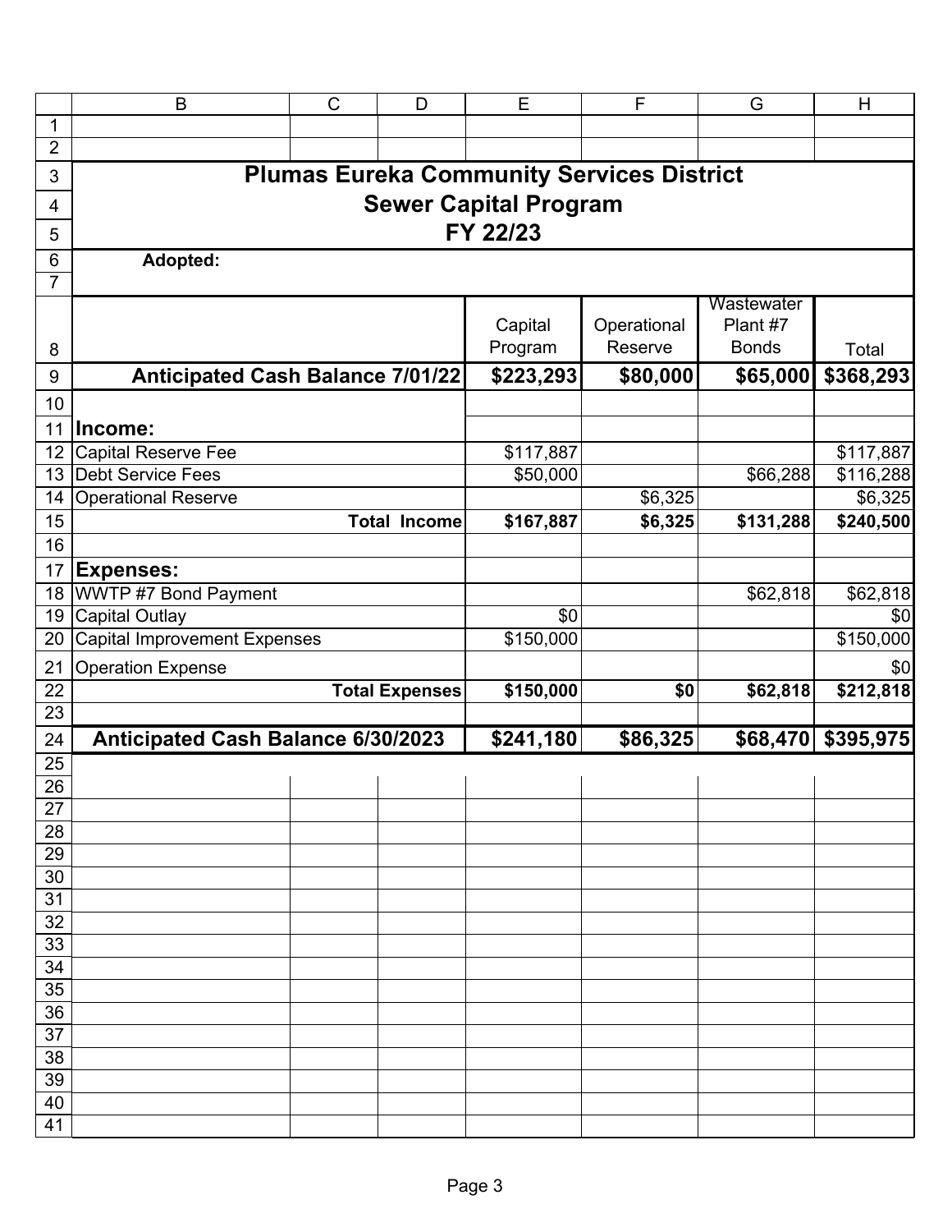# Plumas Eureka Community Services District

## Sewer Capital Program

## FY 22/23

**Adopted:**

| | Capital Program | Operational Reserve | Wastewater Plant #7 Bonds | Total |
|---|---|---|---|---|
| **Anticipated Cash Balance 7/01/22** | **$223,293** | **$80,000** | **$65,000** | **$368,293** |
| | | | | |
| **Income:** | | | | |
| Capital Reserve Fee | $117,887 | | | $117,887 |
| Debt Service Fees | $50,000 | | $66,288 | $116,288 |
| Operational Reserve | | $6,325 | | $6,325 |
| **Total Income** | **$167,887** | **$6,325** | **$131,288** | **$240,500** |
| | | | | |
| **Expenses:** | | | | |
| WWTP #7 Bond Payment | | | $62,818 | $62,818 |
| Capital Outlay | $0 | | | $0 |
| Capital Improvement Expenses | $150,000 | | | $150,000 |
| Operation Expense | | | | $0 |
| **Total Expenses** | **$150,000** | **$0** | **$62,818** | **$212,818** |
| | | | | |
| **Anticipated Cash Balance 6/30/2023** | **$241,180** | **$86,325** | **$68,470** | **$395,975** |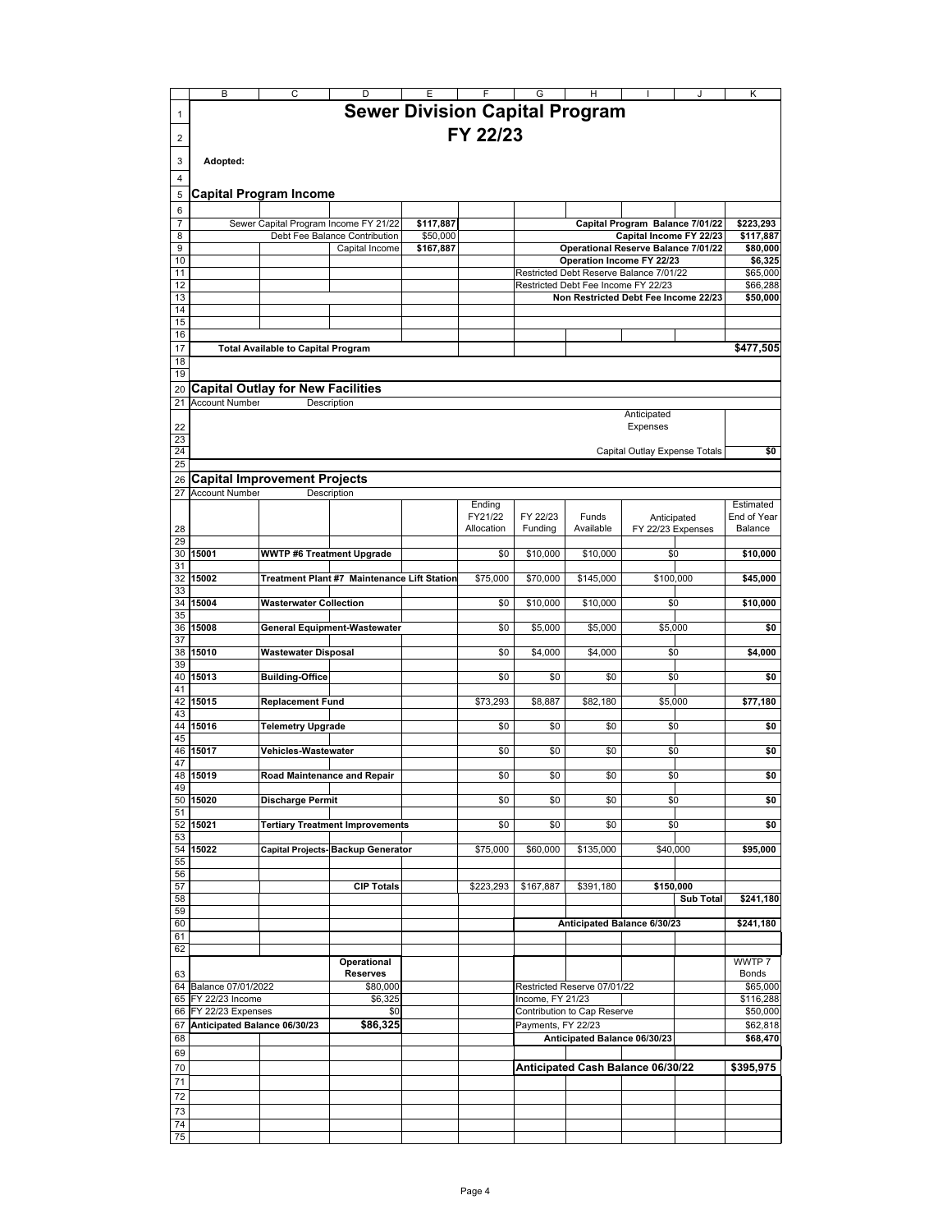# Sewer Division Capital Program

## FY 22/23

**Adopted:**

## Capital Program Income

| | | | |
|---|---|---|---|
| Sewer Capital Program Income FY 21/22 | **$117,887** | Capital Program Balance 7/01/22 | **$223,293** |
| Debt Fee Balance Contribution | $50,000 | Capital Income FY 22/23 | **$117,887** |
| Capital Income | **$167,887** | Operational Reserve Balance 7/01/22 | **$80,000** |
| | | Operation Income FY 22/23 | **$6,325** |
| | | Restricted Debt Reserve Balance 7/01/22 | $65,000 |
| | | Restricted Debt Fee Income FY 22/23 | $66,288 |
| | | Non Restricted Debt Fee Income 22/23 | **$50,000** |

**Total Available to Capital Program** **$477,505**

## Capital Outlay for New Facilities

| Account Number | Description | Anticipated Expenses | |
|---|---|---|---|
| | | Capital Outlay Expense Totals | **$0** |

## Capital Improvement Projects

| Account Number | Description | Ending FY21/22 Allocation | FY 22/23 Funding | Funds Available | Anticipated FY 22/23 Expenses | Estimated End of Year Balance |
|---|---|---|---|---|---|---|
| **15001** | **WWTP #6 Treatment Upgrade** | $0 | $10,000 | $10,000 | $0 | **$10,000** |
| **15002** | **Treatment Plant #7 Maintenance Lift Station** | $75,000 | $70,000 | $145,000 | $100,000 | **$45,000** |
| **15004** | **Wasterwater Collection** | $0 | $10,000 | $10,000 | $0 | **$10,000** |
| **15008** | **General Equipment-Wastewater** | $0 | $5,000 | $5,000 | $5,000 | **$0** |
| **15010** | **Wastewater Disposal** | $0 | $4,000 | $4,000 | $0 | **$4,000** |
| **15013** | **Building-Office** | $0 | $0 | $0 | $0 | **$0** |
| **15015** | **Replacement Fund** | $73,293 | $8,887 | $82,180 | $5,000 | **$77,180** |
| **15016** | **Telemetry Upgrade** | $0 | $0 | $0 | $0 | **$0** |
| **15017** | **Vehicles-Wastewater** | $0 | $0 | $0 | $0 | **$0** |
| **15019** | **Road Maintenance and Repair** | $0 | $0 | $0 | $0 | **$0** |
| **15020** | **Discharge Permit** | $0 | $0 | $0 | $0 | **$0** |
| **15021** | **Tertiary Treatment Improvements** | $0 | $0 | $0 | $0 | **$0** |
| **15022** | **Capital Projects- Backup Generator** | $75,000 | $60,000 | $135,000 | $40,000 | **$95,000** |
| | **CIP Totals** | $223,293 | $167,887 | $391,180 | **$150,000** | |
| | | | | | **Sub Total** | **$241,180** |
| | | | | | **Anticipated Balance 6/30/23** | **$241,180** |

| | Operational Reserves |
|---|---|
| Balance 07/01/2022 | $80,000 |
| FY 22/23 Income | $6,325 |
| FY 22/23 Expenses | $0 |
| **Anticipated Balance 06/30/23** | **$86,325** |

| | WWTP 7 Bonds |
|---|---|
| Restricted Reserve 07/01/22 | $65,000 |
| Income, FY 21/23 | $116,288 |
| Contribution to Cap Reserve | $50,000 |
| Payments, FY 22/23 | $62,818 |
| **Anticipated Balance 06/30/23** | **$68,470** |

**Anticipated Cash Balance 06/30/22** **$395,975**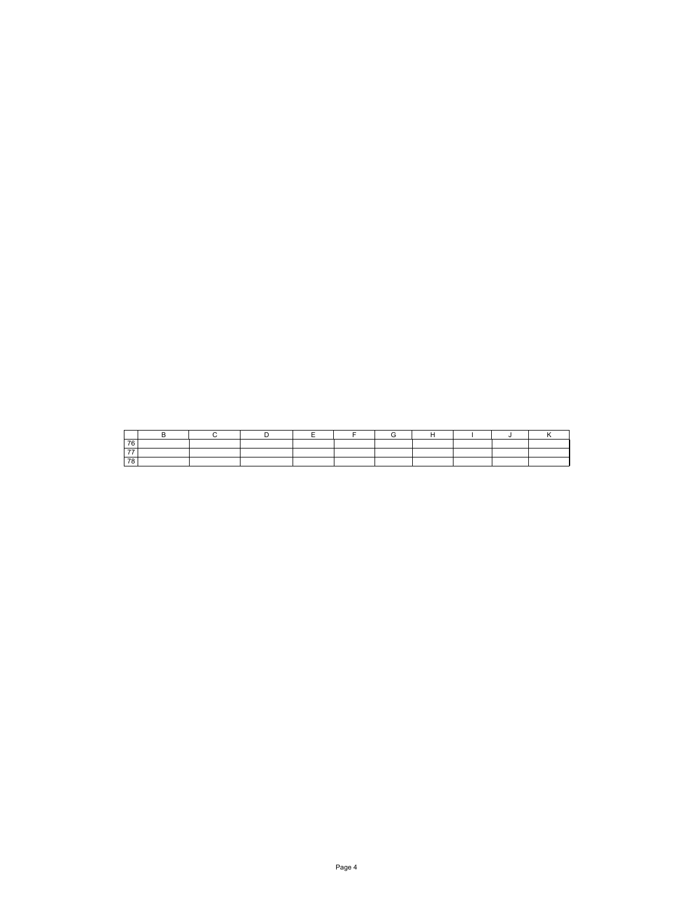|  | B | C | D | E | F | G | H | I | J | K |
|---|---|---|---|---|---|---|---|---|---|---|
| 76 |  |  |  |  |  |  |  |  |  |  |
| 77 |  |  |  |  |  |  |  |  |  |  |
| 78 |  |  |  |  |  |  |  |  |  |  |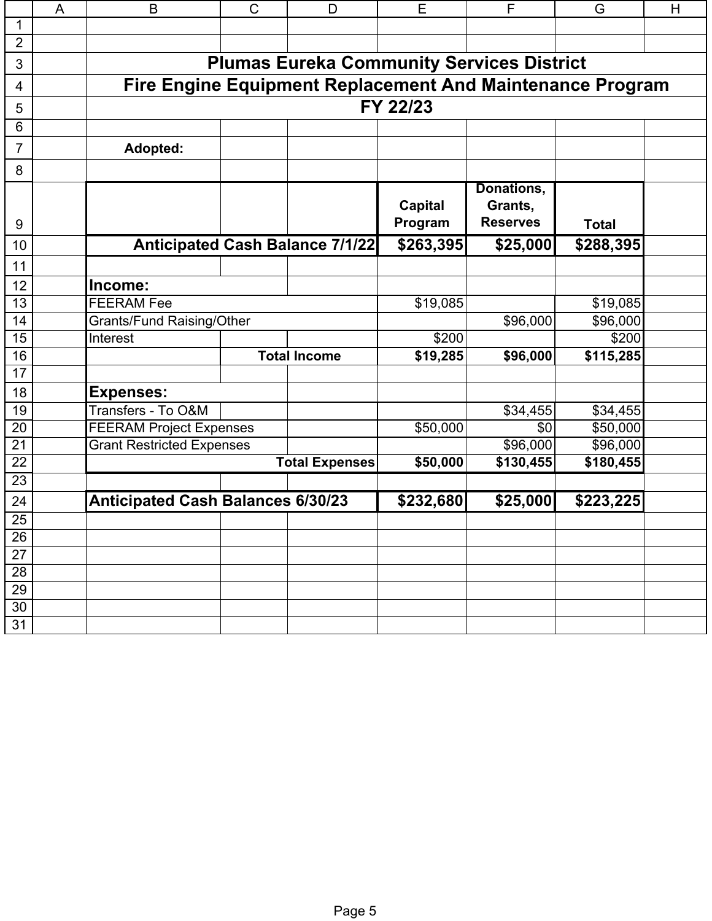# Plumas Eureka Community Services District

## Fire Engine Equipment Replacement And Maintenance Program

### FY 22/23

**Adopted:**

| | Capital Program | Donations, Grants, Reserves | Total |
|---|---|---|---|
| **Anticipated Cash Balance 7/1/22** | **$263,395** | **$25,000** | **$288,395** |
| | | | |
| **Income:** | | | |
| FEERAM Fee | $19,085 | | $19,085 |
| Grants/Fund Raising/Other | | $96,000 | $96,000 |
| Interest | $200 | | $200 |
| **Total Income** | **$19,285** | **$96,000** | **$115,285** |
| | | | |
| **Expenses:** | | | |
| Transfers - To O&M | | $34,455 | $34,455 |
| FEERAM Project Expenses | $50,000 | $0 | $50,000 |
| Grant Restricted Expenses | | $96,000 | $96,000 |
| **Total Expenses** | **$50,000** | **$130,455** | **$180,455** |
| | | | |
| **Anticipated Cash Balances 6/30/23** | **$232,680** | **$25,000** | **$223,225** |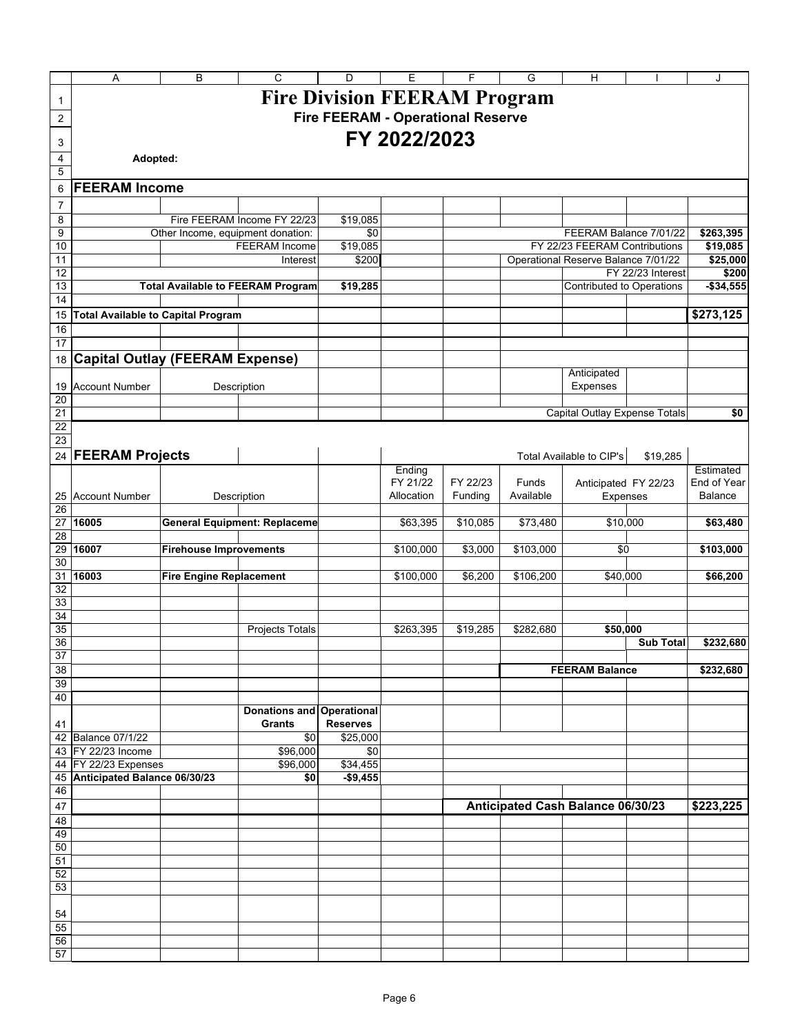# Fire Division FEERAM Program

## Fire FEERAM - Operational Reserve

## FY 2022/2023

**Adopted:**

## FEERAM Income

| | | |
|---|---|---|
| Fire FEERAM Income FY 22/23 | $19,085 | |
| Other Income, equipment donation: | $0 | |
| FEERAM Income | $19,085 | |
| Interest | $200 | |
| **Total Available to FEERAM Program** | **$19,285** | |

| | |
|---|---|
| FEERAM Balance 7/01/22 | **$263,395** |
| FY 22/23 FEERAM Contributions | **$19,085** |
| Operational Reserve Balance 7/01/22 | **$25,000** |
| FY 22/23 Interest | **$200** |
| Contributed to Operations | **-$34,555** |
| **Total Available to Capital Program** | **$273,125** |

## Capital Outlay (FEERAM Expense)

| Account Number | Description | Anticipated Expenses | |
|---|---|---|---|
| | | Capital Outlay Expense Totals | **$0** |

## FEERAM Projects

Total Available to CIP's $19,285

| Account Number | Description | Ending FY 21/22 Allocation | FY 22/23 Funding | Funds Available | Anticipated FY 22/23 Expenses | Estimated End of Year Balance |
|---|---|---|---|---|---|---|
| **16005** | **General Equipment: Replaceme** | $63,395 | $10,085 | $73,480 | $10,000 | **$63,480** |
| **16007** | **Firehouse Improvements** | $100,000 | $3,000 | $103,000 | $0 | **$103,000** |
| **16003** | **Fire Engine Replacement** | $100,000 | $6,200 | $106,200 | $40,000 | **$66,200** |
| | Projects Totals | $263,395 | $19,285 | $282,680 | **$50,000** | |
| | | | | | **Sub Total** | **$232,680** |
| | | | | | **FEERAM Balance** | **$232,680** |

| | Donations and Grants | Operational Reserves |
|---|---|---|
| Balance 07/1/22 | $0 | $25,000 |
| FY 22/23 Income | $96,000 | $0 |
| FY 22/23 Expenses | $96,000 | $34,455 |
| **Anticipated Balance 06/30/23** | **$0** | **-$9,455** |

**Anticipated Cash Balance 06/30/23** **$223,225**